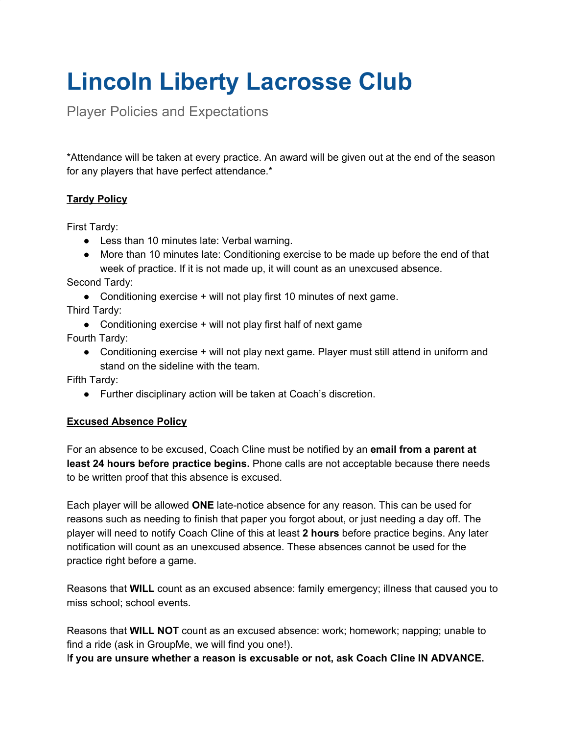# Lincoln Liberty Lacrosse Club

Player Policies and Expectations

*Attendance will be taken at every practice. An award will be given out at the end of the season for any players that have perfect attendance.*

**Tardy Policy**

First Tardy:

- Less than 10 minutes late: Verbal warning.
- More than 10 minutes late: Conditioning exercise to be made up before the end of that week of practice. If it is not made up, it will count as an unexcused absence.

Second Tardy:

- Conditioning exercise + will not play first 10 minutes of next game.

Third Tardy:

- Conditioning exercise + will not play first half of next game

Fourth Tardy:

- Conditioning exercise + will not play next game. Player must still attend in uniform and stand on the sideline with the team.

Fifth Tardy:

- Further disciplinary action will be taken at Coach's discretion.

**Excused Absence Policy**

For an absence to be excused, Coach Cline must be notified by an **email from a parent at least 24 hours before practice begins.** Phone calls are not acceptable because there needs to be written proof that this absence is excused.

Each player will be allowed **ONE** late-notice absence for any reason. This can be used for reasons such as needing to finish that paper you forgot about, or just needing a day off. The player will need to notify Coach Cline of this at least **2 hours** before practice begins. Any later notification will count as an unexcused absence. These absences cannot be used for the practice right before a game.

Reasons that **WILL** count as an excused absence: family emergency; illness that caused you to miss school; school events.

Reasons that **WILL NOT** count as an excused absence: work; homework; napping; unable to find a ride (ask in GroupMe, we will find you one!).
I**f you are unsure whether a reason is excusable or not, ask Coach Cline IN ADVANCE.**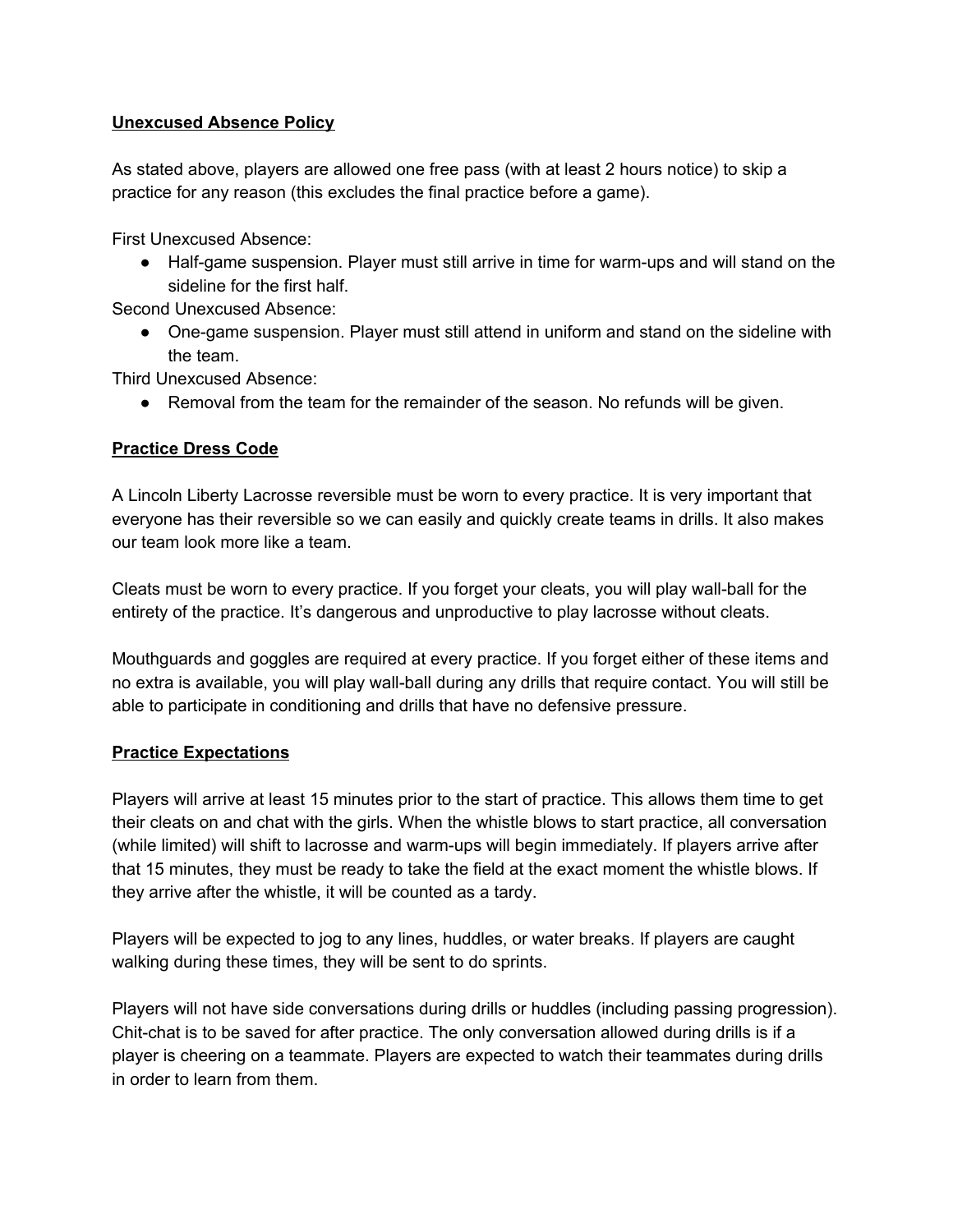**Unexcused Absence Policy**

As stated above, players are allowed one free pass (with at least 2 hours notice) to skip a practice for any reason (this excludes the final practice before a game).

First Unexcused Absence:

- Half-game suspension. Player must still arrive in time for warm-ups and will stand on the sideline for the first half.

Second Unexcused Absence:

- One-game suspension. Player must still attend in uniform and stand on the sideline with the team.

Third Unexcused Absence:

- Removal from the team for the remainder of the season. No refunds will be given.

**Practice Dress Code**

A Lincoln Liberty Lacrosse reversible must be worn to every practice. It is very important that everyone has their reversible so we can easily and quickly create teams in drills. It also makes our team look more like a team.

Cleats must be worn to every practice. If you forget your cleats, you will play wall-ball for the entirety of the practice. It's dangerous and unproductive to play lacrosse without cleats.

Mouthguards and goggles are required at every practice. If you forget either of these items and no extra is available, you will play wall-ball during any drills that require contact. You will still be able to participate in conditioning and drills that have no defensive pressure.

**Practice Expectations**

Players will arrive at least 15 minutes prior to the start of practice. This allows them time to get their cleats on and chat with the girls. When the whistle blows to start practice, all conversation (while limited) will shift to lacrosse and warm-ups will begin immediately. If players arrive after that 15 minutes, they must be ready to take the field at the exact moment the whistle blows. If they arrive after the whistle, it will be counted as a tardy.

Players will be expected to jog to any lines, huddles, or water breaks. If players are caught walking during these times, they will be sent to do sprints.

Players will not have side conversations during drills or huddles (including passing progression). Chit-chat is to be saved for after practice. The only conversation allowed during drills is if a player is cheering on a teammate. Players are expected to watch their teammates during drills in order to learn from them.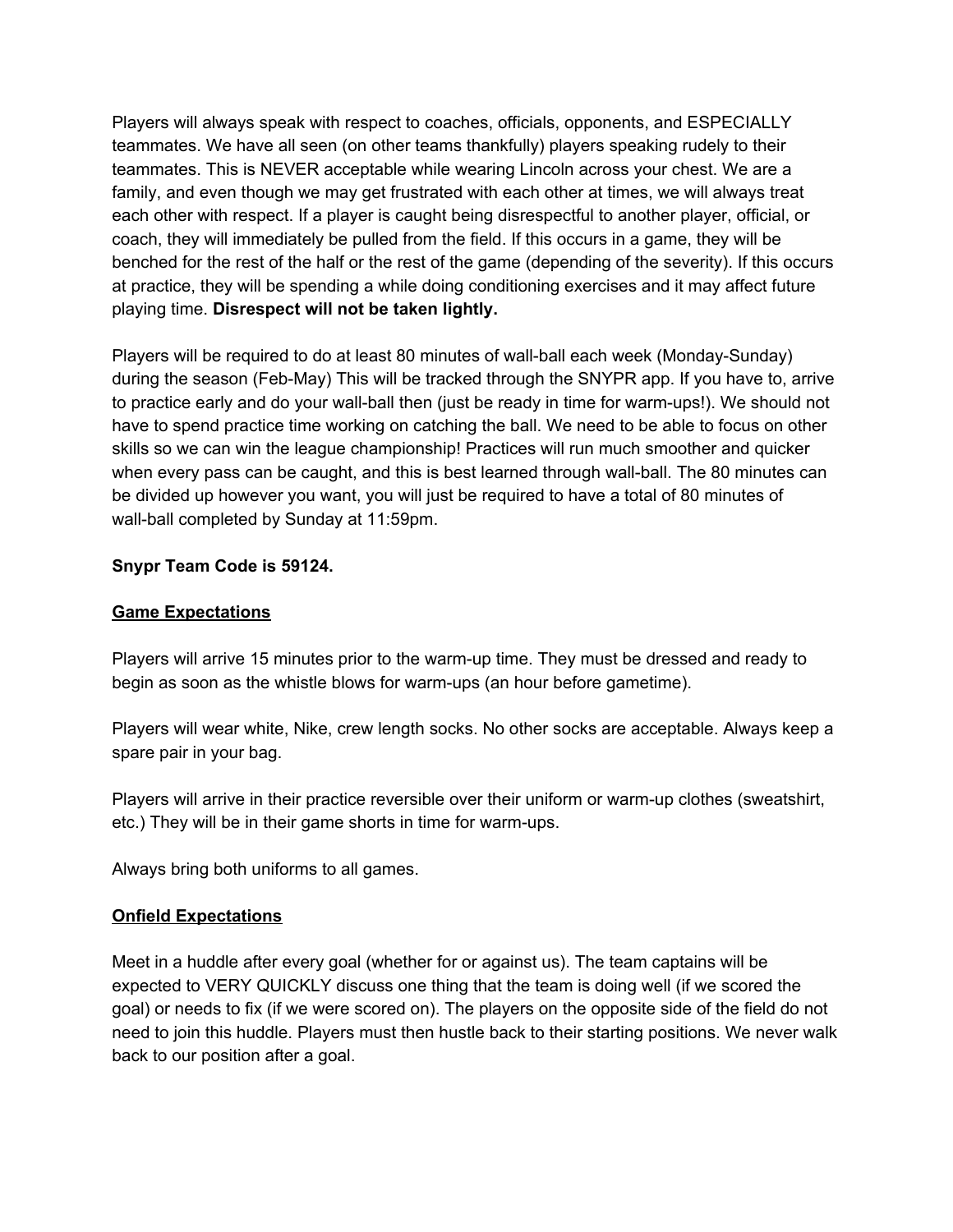Players will always speak with respect to coaches, officials, opponents, and ESPECIALLY teammates. We have all seen (on other teams thankfully) players speaking rudely to their teammates. This is NEVER acceptable while wearing Lincoln across your chest. We are a family, and even though we may get frustrated with each other at times, we will always treat each other with respect. If a player is caught being disrespectful to another player, official, or coach, they will immediately be pulled from the field. If this occurs in a game, they will be benched for the rest of the half or the rest of the game (depending of the severity). If this occurs at practice, they will be spending a while doing conditioning exercises and it may affect future playing time. **Disrespect will not be taken lightly.**

Players will be required to do at least 80 minutes of wall-ball each week (Monday-Sunday) during the season (Feb-May) This will be tracked through the SNYPR app. If you have to, arrive to practice early and do your wall-ball then (just be ready in time for warm-ups!). We should not have to spend practice time working on catching the ball. We need to be able to focus on other skills so we can win the league championship! Practices will run much smoother and quicker when every pass can be caught, and this is best learned through wall-ball. The 80 minutes can be divided up however you want, you will just be required to have a total of 80 minutes of wall-ball completed by Sunday at 11:59pm.

**Snypr Team Code is 59124.**

## Game Expectations

Players will arrive 15 minutes prior to the warm-up time. They must be dressed and ready to begin as soon as the whistle blows for warm-ups (an hour before gametime).

Players will wear white, Nike, crew length socks. No other socks are acceptable. Always keep a spare pair in your bag.

Players will arrive in their practice reversible over their uniform or warm-up clothes (sweatshirt, etc.) They will be in their game shorts in time for warm-ups.

Always bring both uniforms to all games.

## Onfield Expectations

Meet in a huddle after every goal (whether for or against us). The team captains will be expected to VERY QUICKLY discuss one thing that the team is doing well (if we scored the goal) or needs to fix (if we were scored on). The players on the opposite side of the field do not need to join this huddle. Players must then hustle back to their starting positions. We never walk back to our position after a goal.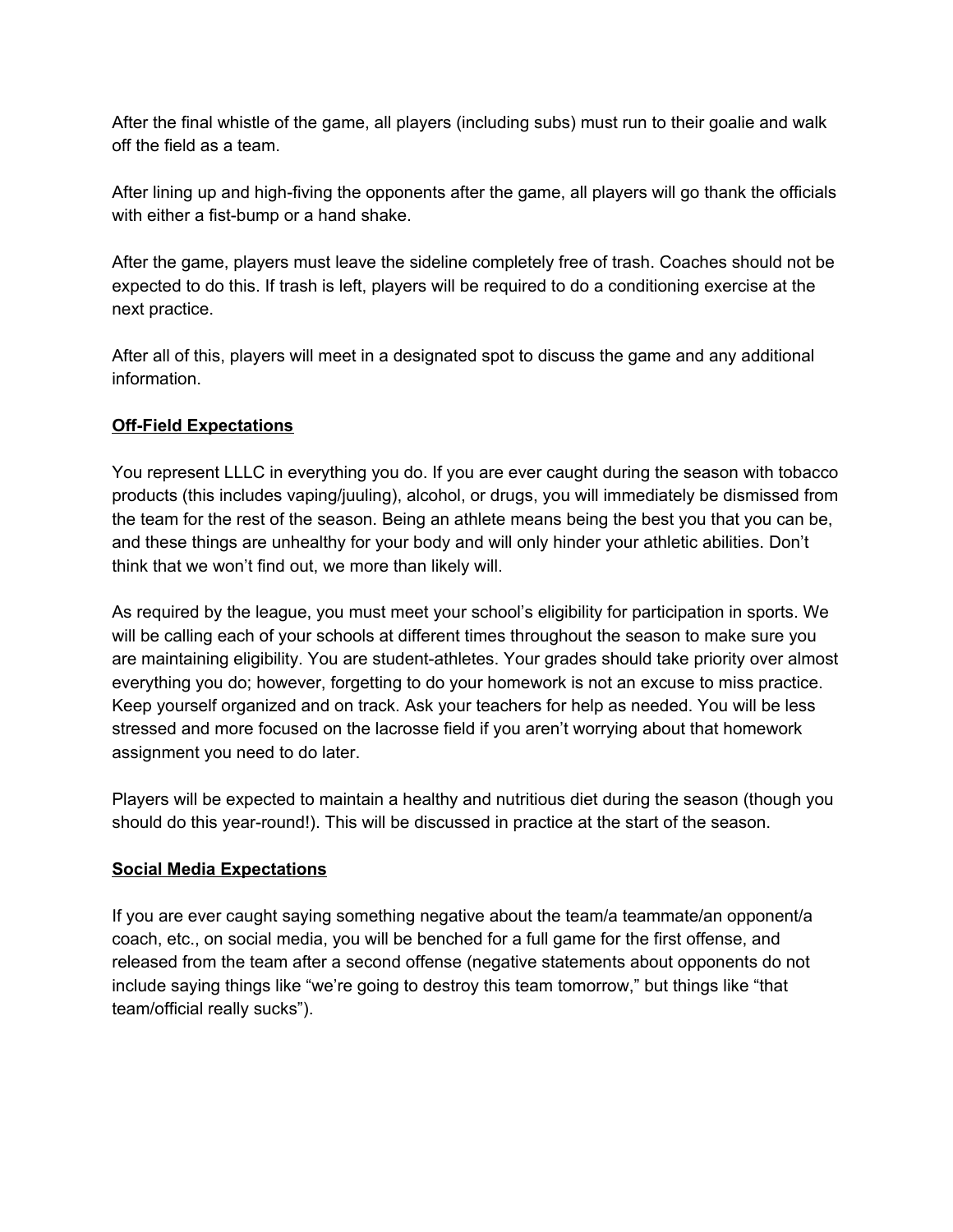After the final whistle of the game, all players (including subs) must run to their goalie and walk off the field as a team.

After lining up and high-fiving the opponents after the game, all players will go thank the officials with either a fist-bump or a hand shake.

After the game, players must leave the sideline completely free of trash. Coaches should not be expected to do this. If trash is left, players will be required to do a conditioning exercise at the next practice.

After all of this, players will meet in a designated spot to discuss the game and any additional information.

## Off-Field Expectations

You represent LLLC in everything you do. If you are ever caught during the season with tobacco products (this includes vaping/juuling), alcohol, or drugs, you will immediately be dismissed from the team for the rest of the season. Being an athlete means being the best you that you can be, and these things are unhealthy for your body and will only hinder your athletic abilities. Don't think that we won't find out, we more than likely will.

As required by the league, you must meet your school's eligibility for participation in sports. We will be calling each of your schools at different times throughout the season to make sure you are maintaining eligibility. You are student-athletes. Your grades should take priority over almost everything you do; however, forgetting to do your homework is not an excuse to miss practice. Keep yourself organized and on track. Ask your teachers for help as needed. You will be less stressed and more focused on the lacrosse field if you aren't worrying about that homework assignment you need to do later.

Players will be expected to maintain a healthy and nutritious diet during the season (though you should do this year-round!). This will be discussed in practice at the start of the season.

## Social Media Expectations

If you are ever caught saying something negative about the team/a teammate/an opponent/a coach, etc., on social media, you will be benched for a full game for the first offense, and released from the team after a second offense (negative statements about opponents do not include saying things like "we're going to destroy this team tomorrow," but things like "that team/official really sucks").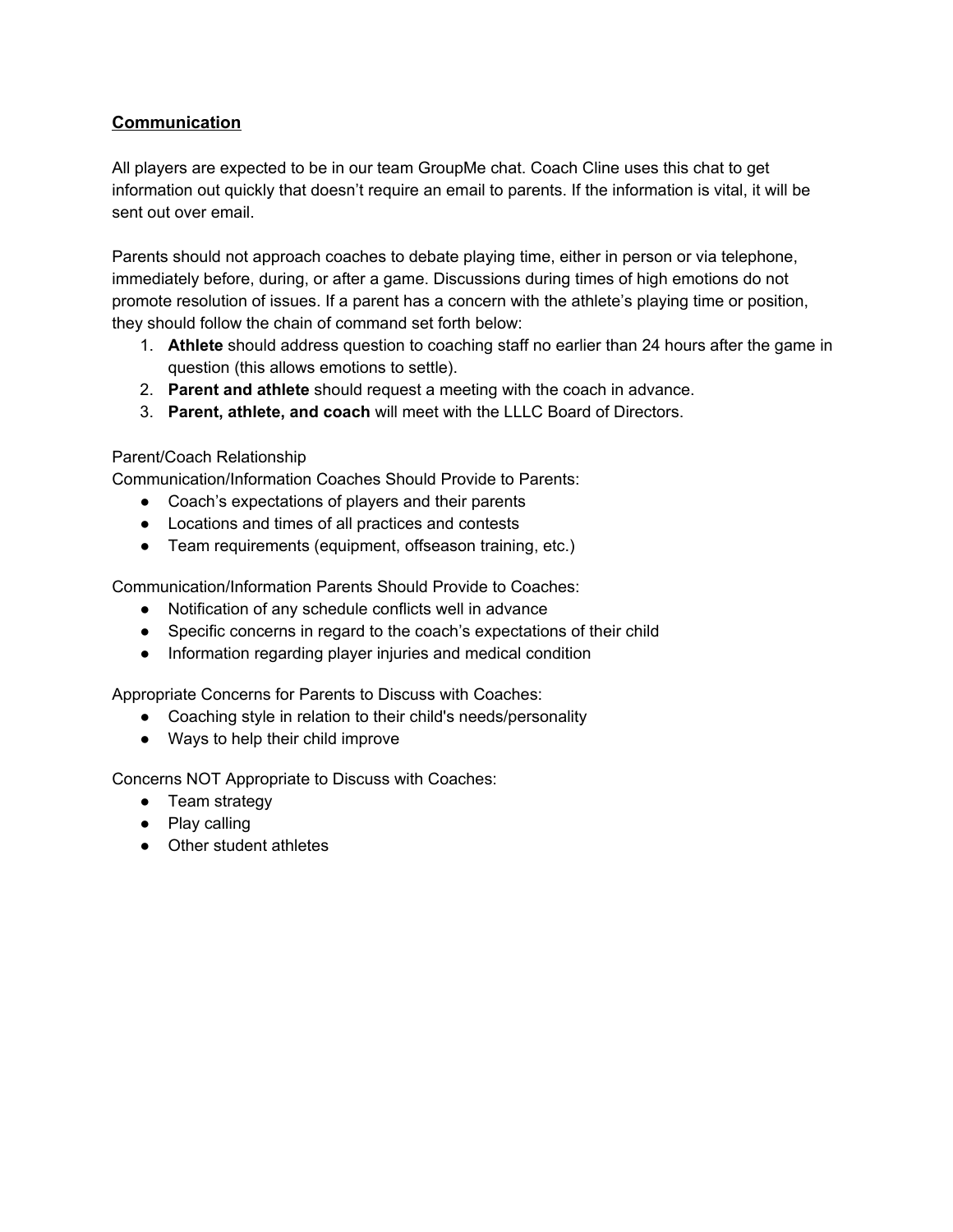## <u>Communication</u>

All players are expected to be in our team GroupMe chat. Coach Cline uses this chat to get information out quickly that doesn't require an email to parents. If the information is vital, it will be sent out over email.

Parents should not approach coaches to debate playing time, either in person or via telephone, immediately before, during, or after a game. Discussions during times of high emotions do not promote resolution of issues. If a parent has a concern with the athlete's playing time or position, they should follow the chain of command set forth below:

1. **Athlete** should address question to coaching staff no earlier than 24 hours after the game in question (this allows emotions to settle).
2. **Parent and athlete** should request a meeting with the coach in advance.
3. **Parent, athlete, and coach** will meet with the LLLC Board of Directors.

Parent/Coach Relationship

Communication/Information Coaches Should Provide to Parents:

- Coach's expectations of players and their parents
- Locations and times of all practices and contests
- Team requirements (equipment, offseason training, etc.)

Communication/Information Parents Should Provide to Coaches:

- Notification of any schedule conflicts well in advance
- Specific concerns in regard to the coach's expectations of their child
- Information regarding player injuries and medical condition

Appropriate Concerns for Parents to Discuss with Coaches:

- Coaching style in relation to their child's needs/personality
- Ways to help their child improve

Concerns NOT Appropriate to Discuss with Coaches:

- Team strategy
- Play calling
- Other student athletes